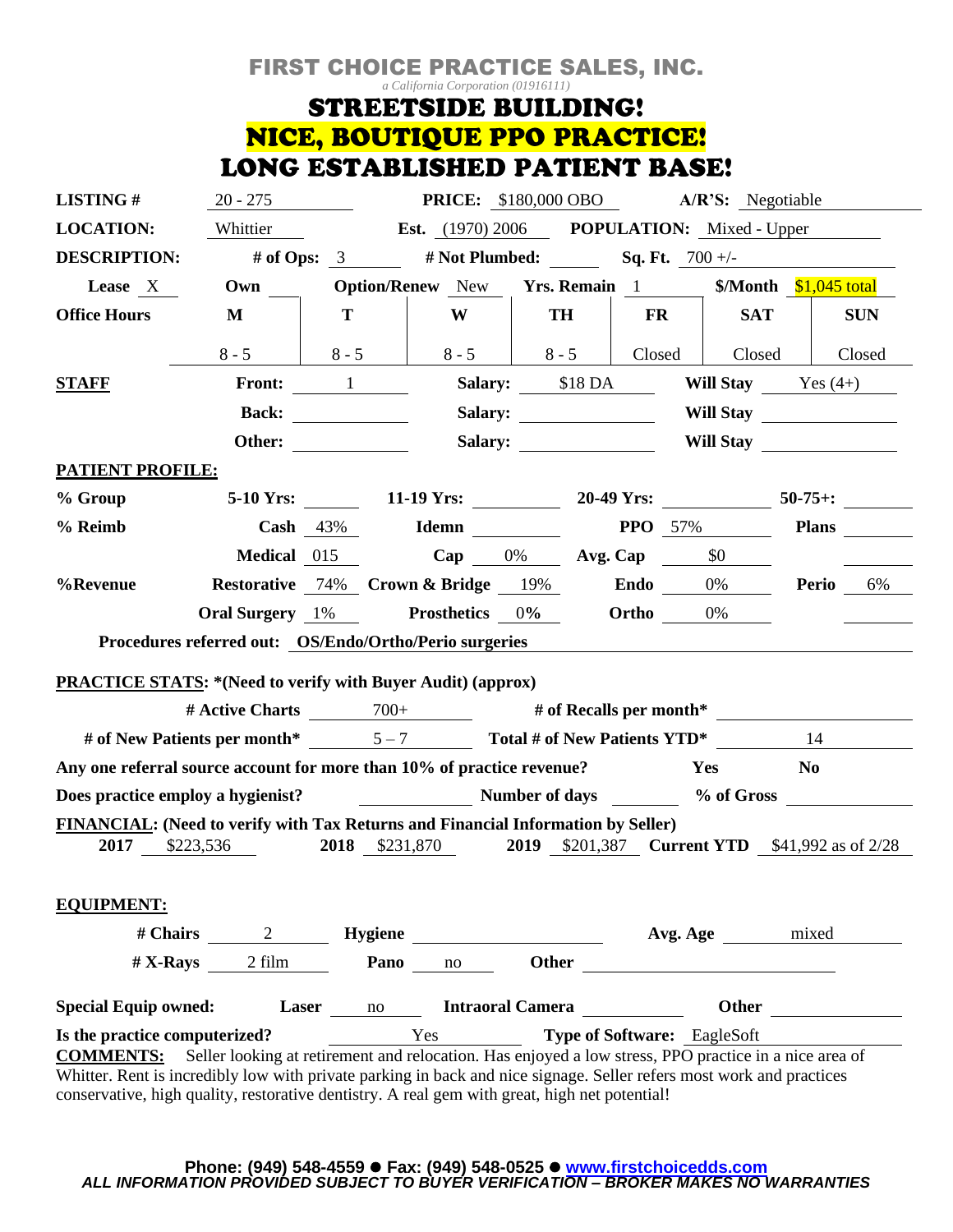# FIRST CHOICE PRACTICE SALES, INC.

*a California Corporation (01916111)*

## STREETSIDE BUILDING!
## NICE, BOUTIQUE PPO PRACTICE!
## LONG ESTABLISHED PATIENT BASE!

**LISTING #** 20 - 275 **PRICE:** $180,000 OBO **A/R'S:** Negotiable

**LOCATION:** Whittier **Est.** (1970) 2006 **POPULATION:** Mixed - Upper

**DESCRIPTION:** **# of Ops:** 3 **# Not Plumbed:** **Sq. Ft.** 700 +/-

**Lease** X **Own** **Option/Renew** New **Yrs. Remain** 1 **$/Month** $1,045 total

| **Office Hours** | **M** | **T** | **W** | **TH** | **FR** | **SAT** | **SUN** |
|---|---|---|---|---|---|---|---|
| | 8 - 5 | 8 - 5 | 8 - 5 | 8 - 5 | Closed | Closed | Closed |

**STAFF**

| | | | | | |
|---|---|---|---|---|---|
| **Front:** | 1 | **Salary:** | $18 DA | **Will Stay** | Yes (4+) |
| **Back:** | | **Salary:** | | **Will Stay** | |
| **Other:** | | **Salary:** | | **Will Stay** | |

**PATIENT PROFILE:**

| | | | | | | | | |
|---|---|---|---|---|---|---|---|---|
| **% Group** | **5-10 Yrs:** | | **11-19 Yrs:** | | **20-49 Yrs:** | | **50-75+:** | |
| **% Reimb** | **Cash** | 43% | **Idemn** | | **PPO** | 57% | **Plans** | |
| | **Medical** | 015 | **Cap** | 0% | **Avg. Cap** | $0 | | |
| **%Revenue** | **Restorative** | 74% | **Crown & Bridge** | 19% | **Endo** | 0% | **Perio** | 6% |
| | **Oral Surgery** | 1% | **Prosthetics** | 0% | **Ortho** | 0% | | |

**Procedures referred out:** OS/Endo/Ortho/Perio surgeries

**PRACTICE STATS: \*(Need to verify with Buyer Audit) (approx)**

**# Active Charts** 700+ **# of Recalls per month\***

**# of New Patients per month\*** 5 – 7 **Total # of New Patients YTD\*** 14

**Any one referral source account for more than 10% of practice revenue?** **Yes** **No**

**Does practice employ a hygienist?** **Number of days** **% of Gross**

**FINANCIAL: (Need to verify with Tax Returns and Financial Information by Seller)**

**2017** $223,536 **2018** $231,870 **2019** $201,387 **Current YTD** $41,992 as of 2/28

**EQUIPMENT:**

**# Chairs** 2 **Hygiene** **Avg. Age** mixed

**# X-Rays** 2 film **Pano** no **Other**

**Special Equip owned:** **Laser** no **Intraoral Camera** **Other**

**Is the practice computerized?** Yes **Type of Software:** EagleSoft

**COMMENTS:** Seller looking at retirement and relocation. Has enjoyed a low stress, PPO practice in a nice area of Whittier. Rent is incredibly low with private parking in back and nice signage. Seller refers most work and practices conservative, high quality, restorative dentistry. A real gem with great, high net potential!

**Phone: (949) 548-4559 ● Fax: (949) 548-0525 ● www.firstchoicedds.com**

***ALL INFORMATION PROVIDED SUBJECT TO BUYER VERIFICATION – BROKER MAKES NO WARRANTIES***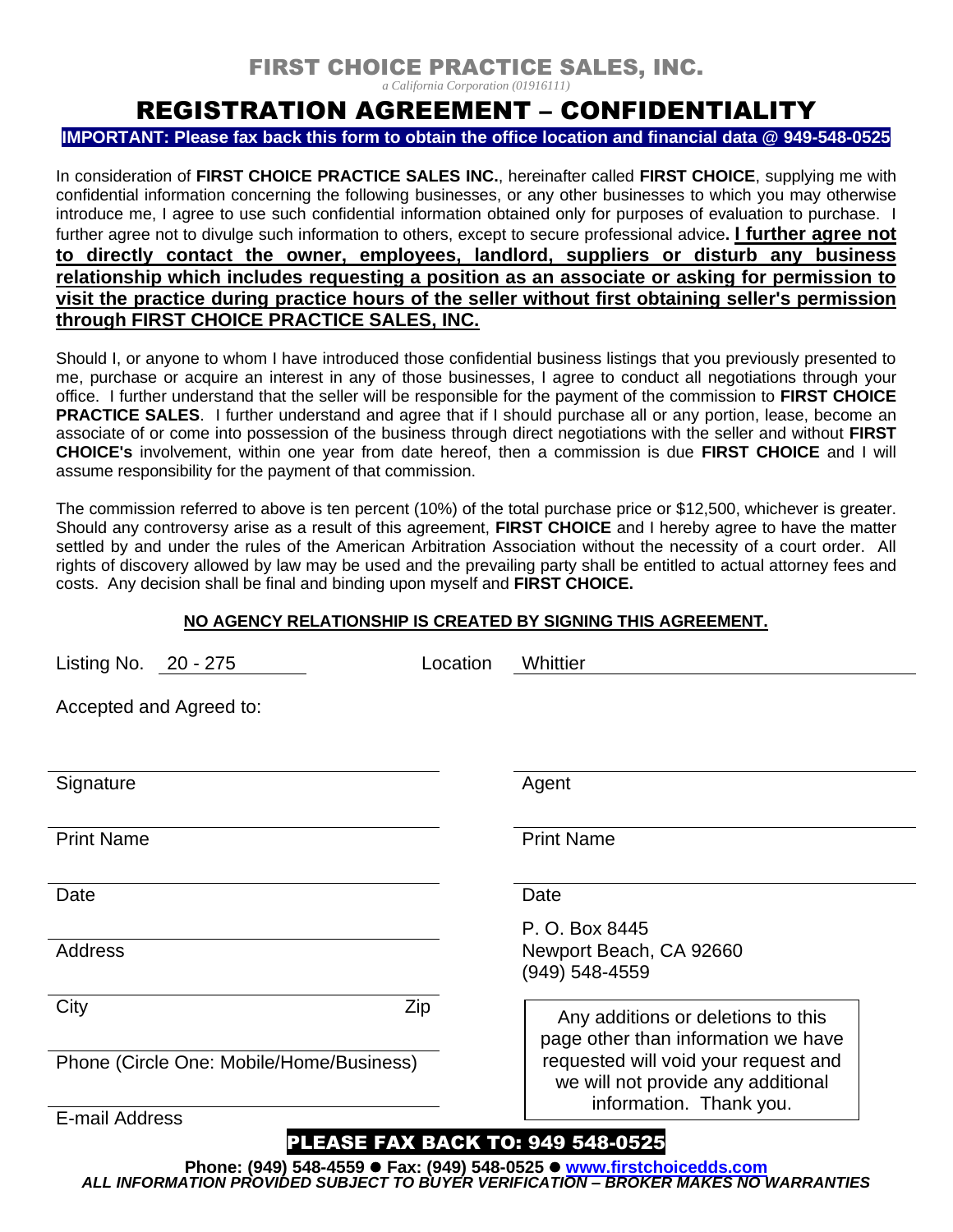# FIRST CHOICE PRACTICE SALES, INC.

*a California Corporation (01916111)*

# REGISTRATION AGREEMENT – CONFIDENTIALITY

**IMPORTANT: Please fax back this form to obtain the office location and financial data @ 949-548-0525**

In consideration of **FIRST CHOICE PRACTICE SALES INC.**, hereinafter called **FIRST CHOICE**, supplying me with confidential information concerning the following businesses, or any other businesses to which you may otherwise introduce me, I agree to use such confidential information obtained only for purposes of evaluation to purchase. I further agree not to divulge such information to others, except to secure professional advice**. <u>I further agree not to directly contact the owner, employees, landlord, suppliers or disturb any business relationship which includes requesting a position as an associate or asking for permission to visit the practice during practice hours of the seller without first obtaining seller's permission through FIRST CHOICE PRACTICE SALES, INC.</u>**

Should I, or anyone to whom I have introduced those confidential business listings that you previously presented to me, purchase or acquire an interest in any of those businesses, I agree to conduct all negotiations through your office. I further understand that the seller will be responsible for the payment of the commission to **FIRST CHOICE PRACTICE SALES**. I further understand and agree that if I should purchase all or any portion, lease, become an associate of or come into possession of the business through direct negotiations with the seller and without **FIRST CHOICE's** involvement, within one year from date hereof, then a commission is due **FIRST CHOICE** and I will assume responsibility for the payment of that commission.

The commission referred to above is ten percent (10%) of the total purchase price or $12,500, whichever is greater. Should any controversy arise as a result of this agreement, **FIRST CHOICE** and I hereby agree to have the matter settled by and under the rules of the American Arbitration Association without the necessity of a court order. All rights of discovery allowed by law may be used and the prevailing party shall be entitled to actual attorney fees and costs. Any decision shall be final and binding upon myself and **FIRST CHOICE.**

**<u>NO AGENCY RELATIONSHIP IS CREATED BY SIGNING THIS AGREEMENT.</u>**

Listing No. 20 - 275 Location Whittier

Accepted and Agreed to:

Signature ____________________ Agent ____________________

Print Name ____________________ Print Name ____________________

Date ____________________ Date ____________________

Address ____________________

P. O. Box 8445
Newport Beach, CA 92660
(949) 548-4559

City ____________ Zip ________

Phone (Circle One: Mobile/Home/Business) ____________________

E-mail Address ____________________

Any additions or deletions to this page other than information we have requested will void your request and we will not provide any additional information. Thank you.

**PLEASE FAX BACK TO: 949 548-0525**

**Phone: (949) 548-4559 ● Fax: (949) 548-0525 ● www.firstchoicedds.com**

***ALL INFORMATION PROVIDED SUBJECT TO BUYER VERIFICATION – BROKER MAKES NO WARRANTIES***